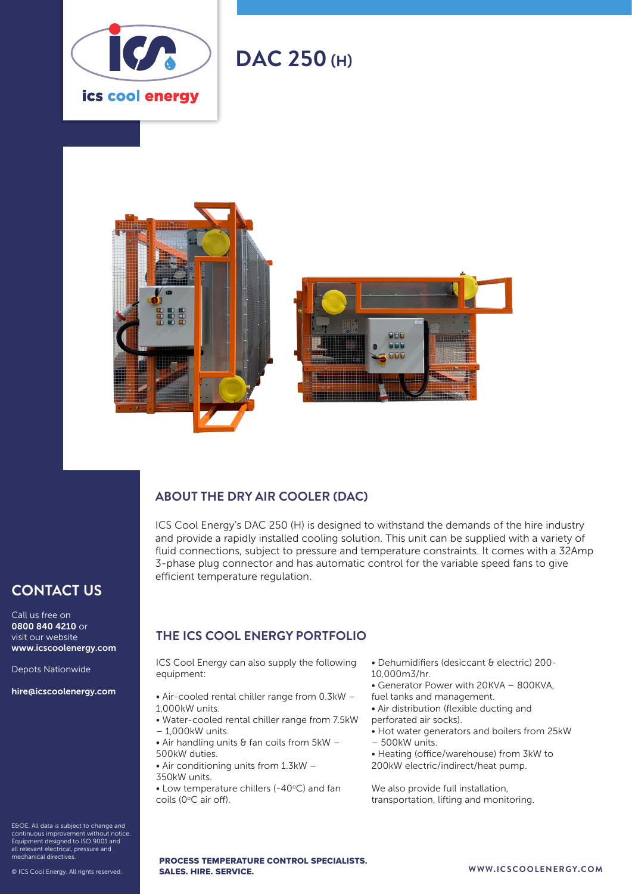ics cool energy

# DAC 250 (H)

## ABOUT THE DRY AIR COOLER (DAC)

ICS Cool Energy's DAC 250 (H) is designed to withstand the demands of the hire industry and provide a rapidly installed cooling solution. This unit can be supplied with a variety of fluid connections, subject to pressure and temperature constraints. It comes with a 32Amp 3-phase plug connector and has automatic control for the variable speed fans to give efficient temperature regulation.

## THE ICS COOL ENERGY PORTFOLIO

ICS Cool Energy can also supply the following equipment:

- Air-cooled rental chiller range from 0.3kW – 1,000kW units.
- Water-cooled rental chiller range from 7.5kW – 1,000kW units.
- Air handling units & fan coils from 5kW – 500kW duties.
- Air conditioning units from 1.3kW – 350kW units.
- Low temperature chillers (-40°C) and fan coils (0°C air off).
- Dehumidifiers (desiccant & electric) 200-10,000m3/hr.
- Generator Power with 20KVA – 800KVA, fuel tanks and management.
- Air distribution (flexible ducting and perforated air socks).
- Hot water generators and boilers from 25kW – 500kW units.
- Heating (office/warehouse) from 3kW to 200kW electric/indirect/heat pump.

We also provide full installation, transportation, lifting and monitoring.

## CONTACT US

Call us free on **0800 840 4210** or visit our website **www.icscoolenergy.com**

Depots Nationwide

**hire@icscoolenergy.com**

E&OE. All data is subject to change and continuous improvement without notice. Equipment designed to ISO 9001 and all relevant electrical, pressure and mechanical directives.

© ICS Cool Energy. All rights reserved.

**PROCESS TEMPERATURE CONTROL SPECIALISTS. SALES. HIRE. SERVICE.**

WWW.ICSCOOLENERGY.COM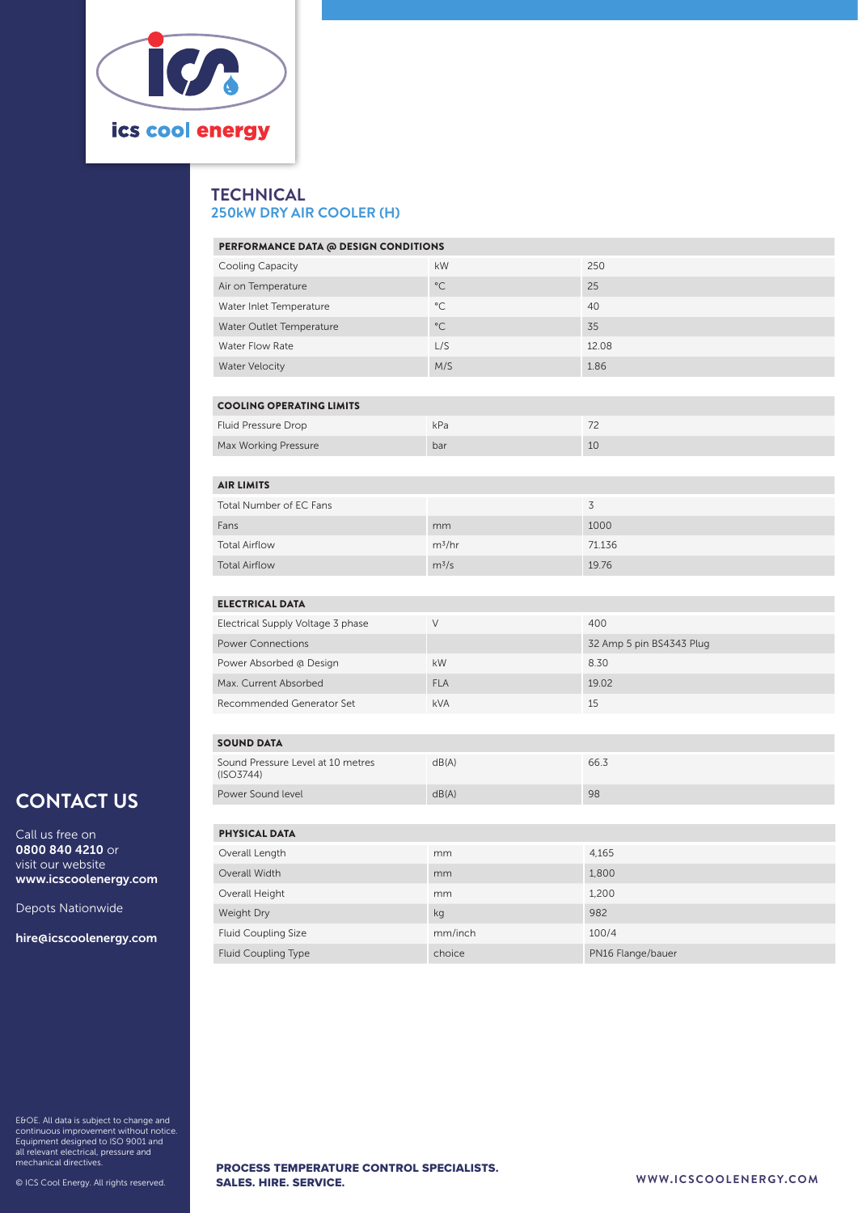ics cool energy

# TECHNICAL

## 250kW DRY AIR COOLER (H)

| PERFORMANCE DATA @ DESIGN CONDITIONS | | |
|---|---|---|
| Cooling Capacity | kW | 250 |
| Air on Temperature | °C | 25 |
| Water Inlet Temperature | °C | 40 |
| Water Outlet Temperature | °C | 35 |
| Water Flow Rate | L/S | 12.08 |
| Water Velocity | M/S | 1.86 |

| COOLING OPERATING LIMITS | | |
|---|---|---|
| Fluid Pressure Drop | kPa | 72 |
| Max Working Pressure | bar | 10 |

| AIR LIMITS | | |
|---|---|---|
| Total Number of EC Fans | | 3 |
| Fans | mm | 1000 |
| Total Airflow | $m^3/hr$ | 71.136 |
| Total Airflow | $m^3/s$ | 19.76 |

| ELECTRICAL DATA | | |
|---|---|---|
| Electrical Supply Voltage 3 phase | V | 400 |
| Power Connections | | 32 Amp 5 pin BS4343 Plug |
| Power Absorbed @ Design | kW | 8.30 |
| Max. Current Absorbed | FLA | 19.02 |
| Recommended Generator Set | kVA | 15 |

| SOUND DATA | | |
|---|---|---|
| Sound Pressure Level at 10 metres (ISO3744) | dB(A) | 66.3 |
| Power Sound level | dB(A) | 98 |

| PHYSICAL DATA | | |
|---|---|---|
| Overall Length | mm | 4,165 |
| Overall Width | mm | 1,800 |
| Overall Height | mm | 1,200 |
| Weight Dry | kg | 982 |
| Fluid Coupling Size | mm/inch | 100/4 |
| Fluid Coupling Type | choice | PN16 Flange/bauer |

## CONTACT US

Call us free on **0800 840 4210** or visit our website **www.icscoolenergy.com**

Depots Nationwide

**hire@icscoolenergy.com**

E&OE. All data is subject to change and continuous improvement without notice. Equipment designed to ISO 9001 and all relevant electrical, pressure and mechanical directives.

© ICS Cool Energy. All rights reserved.

**PROCESS TEMPERATURE CONTROL SPECIALISTS. SALES. HIRE. SERVICE.**

**WWW.ICSCOOLENERGY.COM**